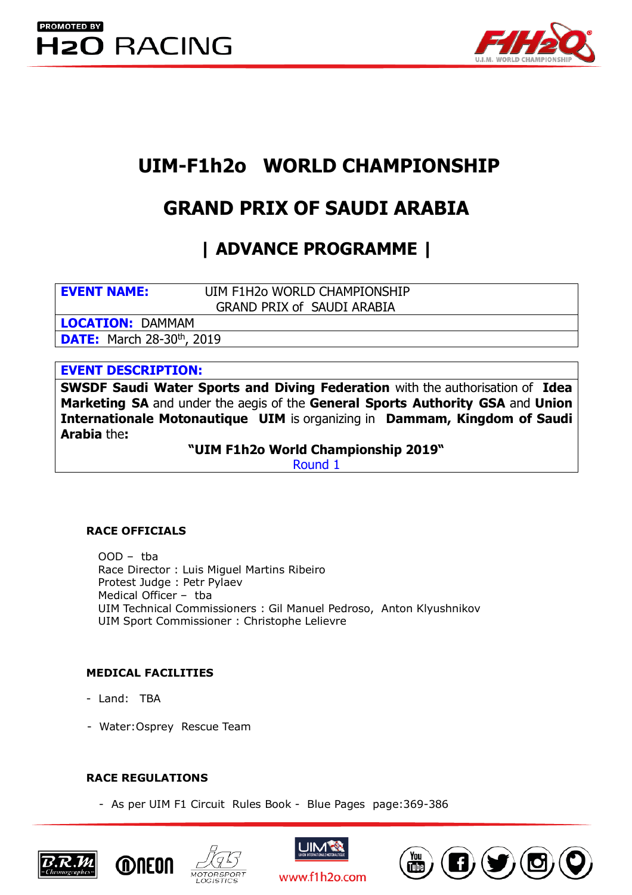# UIM-F1h2o WORLD CHAMPIONSHIP

## GRAND PRIX OF SAUDI ARABIA

## | ADVANCE PROGRAMME |

| | |
|---|---|
| **EVENT NAME:** | UIM F1H2o WORLD CHAMPIONSHIP GRAND PRIX of SAUDI ARABIA |
| **LOCATION:** | DAMMAM |
| **DATE:** | March 28-30th, 2019 |

**EVENT DESCRIPTION:**

**SWSDF Saudi Water Sports and Diving Federation** with the authorisation of **Idea Marketing SA** and under the aegis of the **General Sports Authority GSA** and **Union Internationale Motonautique UIM** is organizing in **Dammam, Kingdom of Saudi Arabia** the**:**

**"UIM F1h2o World Championship 2019"**

Round 1

### RACE OFFICIALS

OOD – tba
Race Director : Luis Miguel Martins Ribeiro
Protest Judge : Petr Pylaev
Medical Officer – tba
UIM Technical Commissioners : Gil Manuel Pedroso, Anton Klyushnikov
UIM Sport Commissioner : Christophe Lelievre

### MEDICAL FACILITIES

- Land: TBA
- Water: Osprey Rescue Team

### RACE REGULATIONS

- As per UIM F1 Circuit Rules Book - Blue Pages page:369-386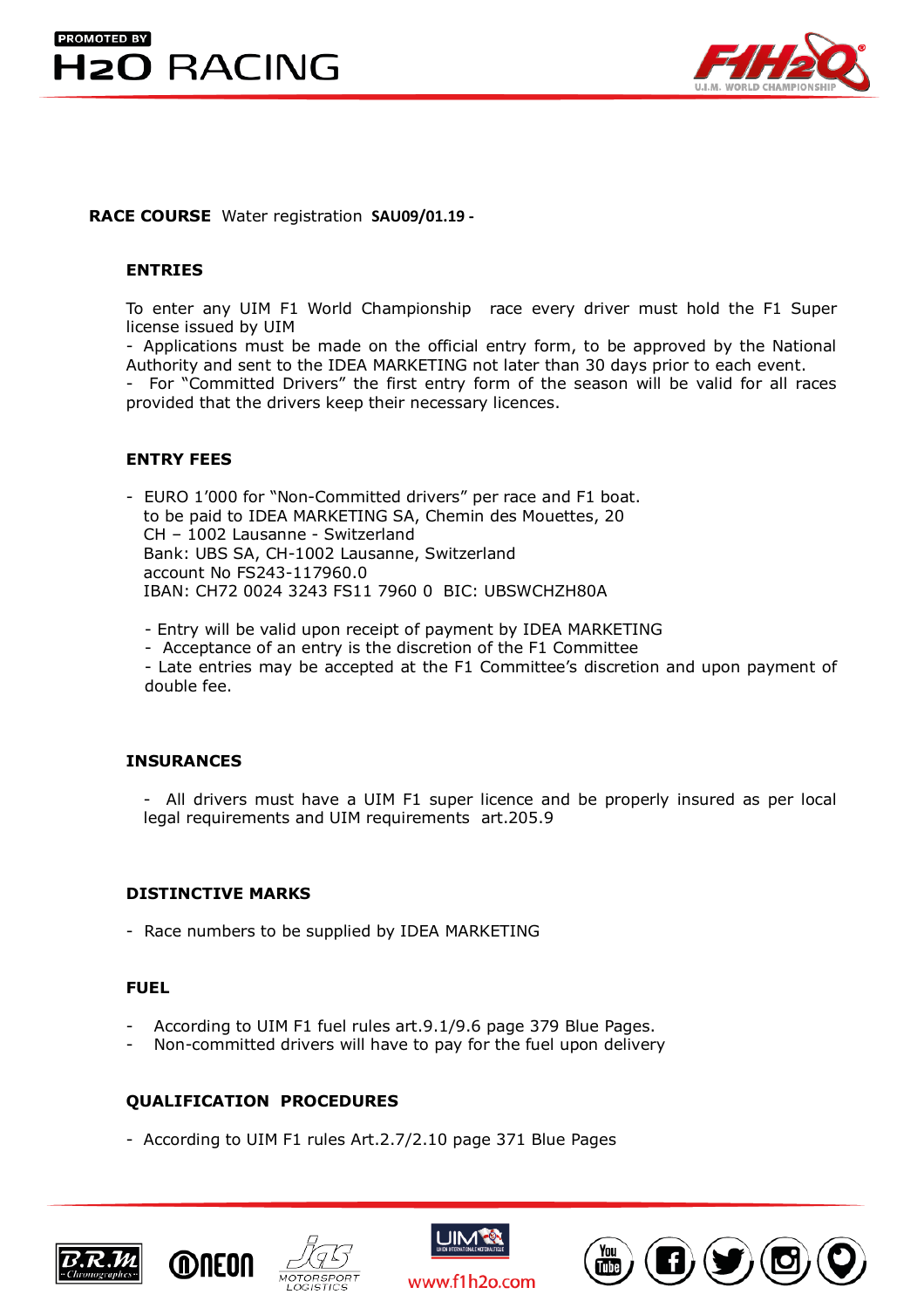**RACE COURSE** Water registration **SAU09/01.19 -**

### ENTRIES

To enter any UIM F1 World Championship race every driver must hold the F1 Super license issued by UIM

- Applications must be made on the official entry form, to be approved by the National Authority and sent to the IDEA MARKETING not later than 30 days prior to each event.
- For "Committed Drivers" the first entry form of the season will be valid for all races provided that the drivers keep their necessary licences.

### ENTRY FEES

- EURO 1'000 for "Non-Committed drivers" per race and F1 boat.
  to be paid to IDEA MARKETING SA, Chemin des Mouettes, 20
  CH – 1002 Lausanne - Switzerland
  Bank: UBS SA, CH-1002 Lausanne, Switzerland
  account No FS243-117960.0
  IBAN: CH72 0024 3243 FS11 7960 0 BIC: UBSWCHZH80A

  - Entry will be valid upon receipt of payment by IDEA MARKETING
  - Acceptance of an entry is the discretion of the F1 Committee
  - Late entries may be accepted at the F1 Committee's discretion and upon payment of double fee.

### INSURANCES

- All drivers must have a UIM F1 super licence and be properly insured as per local legal requirements and UIM requirements art.205.9

### DISTINCTIVE MARKS

- Race numbers to be supplied by IDEA MARKETING

### FUEL

- According to UIM F1 fuel rules art.9.1/9.6 page 379 Blue Pages.
- Non-committed drivers will have to pay for the fuel upon delivery

### QUALIFICATION PROCEDURES

- According to UIM F1 rules Art.2.7/2.10 page 371 Blue Pages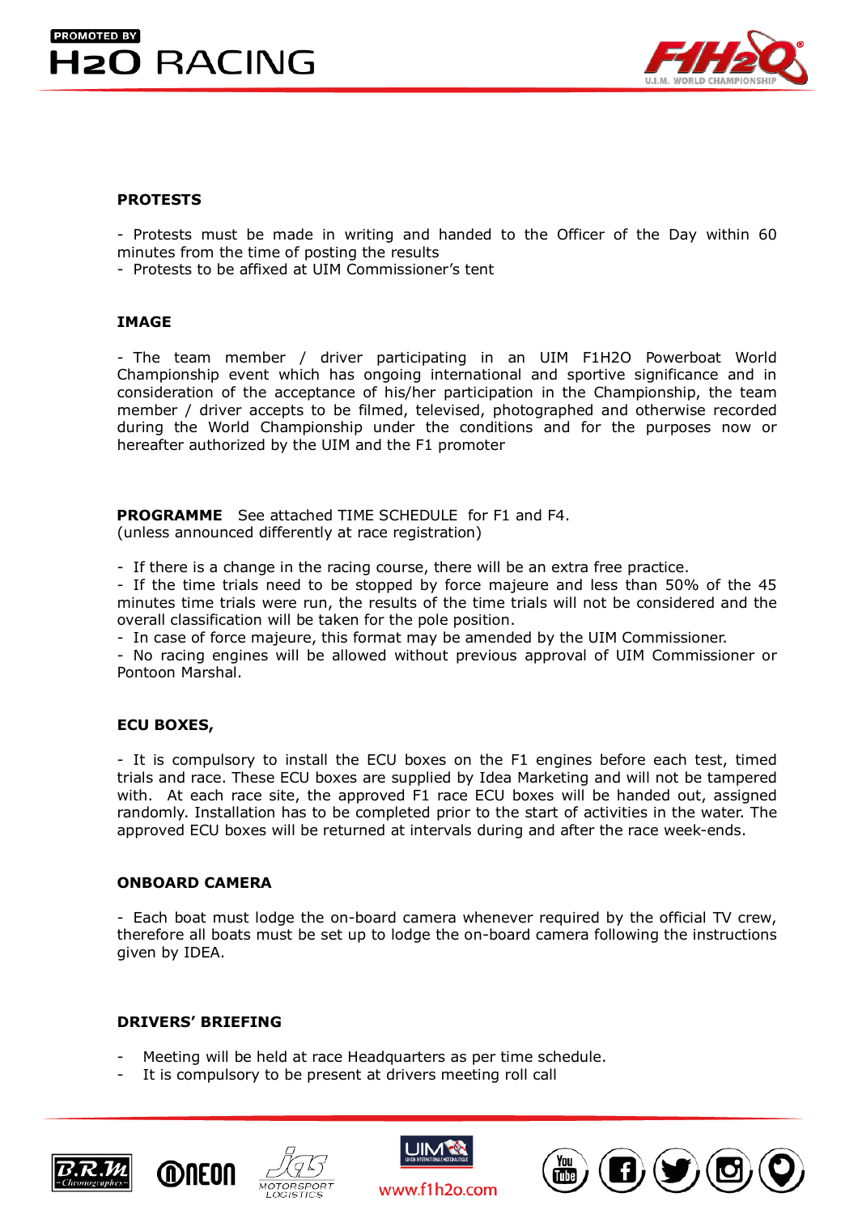## PROTESTS

- Protests must be made in writing and handed to the Officer of the Day within 60 minutes from the time of posting the results
- Protests to be affixed at UIM Commissioner's tent

## IMAGE

- The team member / driver participating in an UIM F1H2O Powerboat World Championship event which has ongoing international and sportive significance and in consideration of the acceptance of his/her participation in the Championship, the team member / driver accepts to be filmed, televised, photographed and otherwise recorded during the World Championship under the conditions and for the purposes now or hereafter authorized by the UIM and the F1 promoter

**PROGRAMME** See attached TIME SCHEDULE for F1 and F4.
(unless announced differently at race registration)

- If there is a change in the racing course, there will be an extra free practice.
- If the time trials need to be stopped by force majeure and less than 50% of the 45 minutes time trials were run, the results of the time trials will not be considered and the overall classification will be taken for the pole position.
- In case of force majeure, this format may be amended by the UIM Commissioner.
- No racing engines will be allowed without previous approval of UIM Commissioner or Pontoon Marshal.

## ECU BOXES,

- It is compulsory to install the ECU boxes on the F1 engines before each test, timed trials and race. These ECU boxes are supplied by Idea Marketing and will not be tampered with. At each race site, the approved F1 race ECU boxes will be handed out, assigned randomly. Installation has to be completed prior to the start of activities in the water. The approved ECU boxes will be returned at intervals during and after the race week-ends.

## ONBOARD CAMERA

- Each boat must lodge the on-board camera whenever required by the official TV crew, therefore all boats must be set up to lodge the on-board camera following the instructions given by IDEA.

## DRIVERS' BRIEFING

- Meeting will be held at race Headquarters as per time schedule.
- It is compulsory to be present at drivers meeting roll call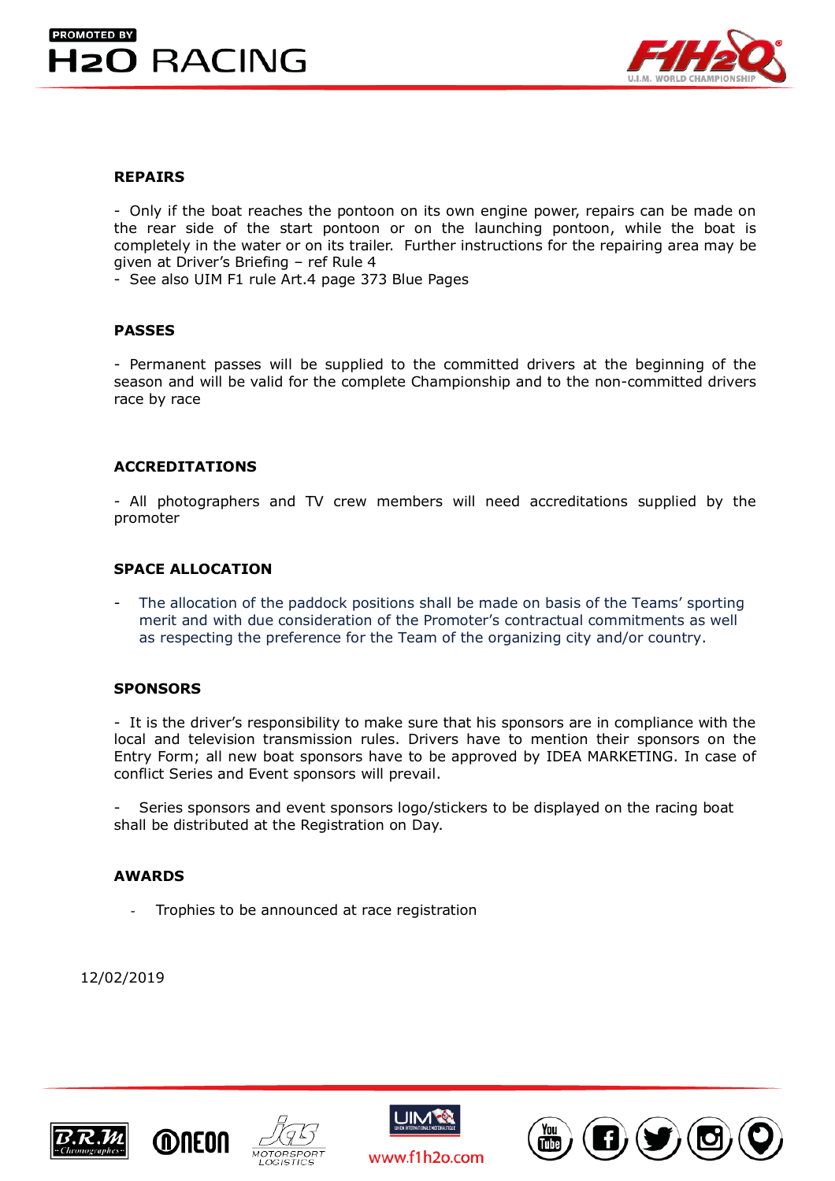### REPAIRS

- Only if the boat reaches the pontoon on its own engine power, repairs can be made on the rear side of the start pontoon or on the launching pontoon, while the boat is completely in the water or on its trailer. Further instructions for the repairing area may be given at Driver's Briefing – ref Rule 4
- See also UIM F1 rule Art.4 page 373 Blue Pages

### PASSES

- Permanent passes will be supplied to the committed drivers at the beginning of the season and will be valid for the complete Championship and to the non-committed drivers race by race

### ACCREDITATIONS

- All photographers and TV crew members will need accreditations supplied by the promoter

### SPACE ALLOCATION

- The allocation of the paddock positions shall be made on basis of the Teams' sporting merit and with due consideration of the Promoter's contractual commitments as well as respecting the preference for the Team of the organizing city and/or country.

### SPONSORS

- It is the driver's responsibility to make sure that his sponsors are in compliance with the local and television transmission rules. Drivers have to mention their sponsors on the Entry Form; all new boat sponsors have to be approved by IDEA MARKETING. In case of conflict Series and Event sponsors will prevail.

- Series sponsors and event sponsors logo/stickers to be displayed on the racing boat shall be distributed at the Registration on Day.

### AWARDS

- Trophies to be announced at race registration

12/02/2019